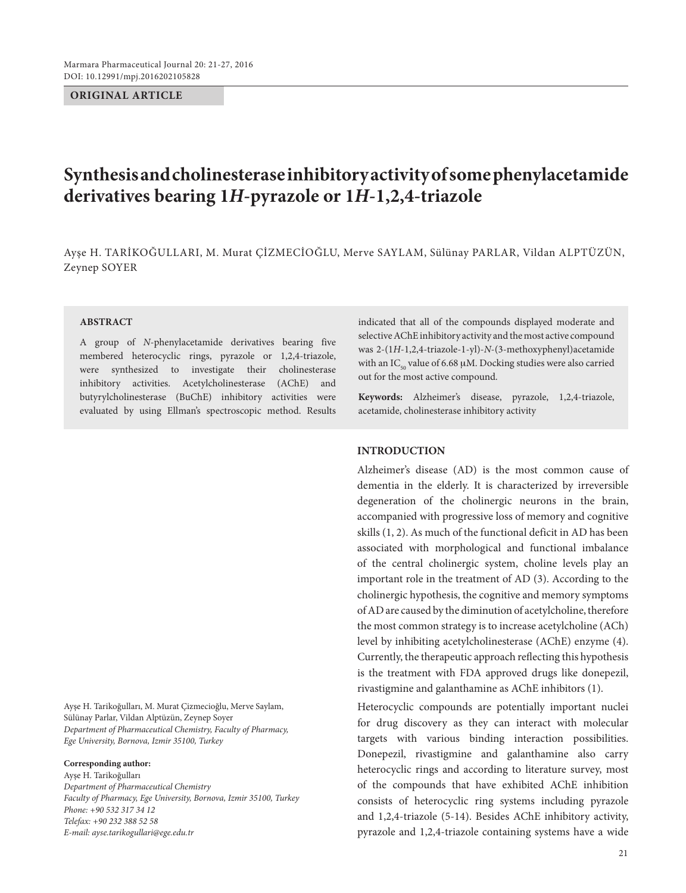Marmara Pharmaceutical Journal 20: 21-27, 2016
DOI: 10.12991/mpj.2016202105828

**ORIGINAL ARTICLE**

# Synthesis and cholinesterase inhibitory activity of some phenylacetamide derivatives bearing 1*H*-pyrazole or 1*H*-1,2,4-triazole

Ayşe H. TARİKOĞULLARI, M. Murat ÇİZMECİOĞLU, Merve SAYLAM, Sülünay PARLAR, Vildan ALPTÜZÜN, Zeynep SOYER

## ABSTRACT

A group of *N*-phenylacetamide derivatives bearing five membered heterocyclic rings, pyrazole or 1,2,4-triazole, were synthesized to investigate their cholinesterase inhibitory activities. Acetylcholinesterase (AChE) and butyrylcholinesterase (BuChE) inhibitory activities were evaluated by using Ellman's spectroscopic method. Results indicated that all of the compounds displayed moderate and selective AChE inhibitory activity and the most active compound was 2-(1*H*-1,2,4-triazole-1-yl)-*N*-(3-methoxyphenyl)acetamide with an $IC_{50}$ value of 6.68 μM. Docking studies were also carried out for the most active compound.

**Keywords:** Alzheimer's disease, pyrazole, 1,2,4-triazole, acetamide, cholinesterase inhibitory activity

Ayşe H. Tarikoğulları, M. Murat Çizmecioğlu, Merve Saylam, Sülünay Parlar, Vildan Alptüzün, Zeynep Soyer
*Department of Pharmaceutical Chemistry, Faculty of Pharmacy, Ege University, Bornova, Izmir 35100, Turkey*

**Corresponding author:**
Ayşe H. Tarikoğulları
*Department of Pharmaceutical Chemistry*
*Faculty of Pharmacy, Ege University, Bornova, Izmir 35100, Turkey*
*Phone: +90 532 317 34 12*
*Telefax: +90 232 388 52 58*
*E-mail: ayse.tarikogullari@ege.edu.tr*

## INTRODUCTION

Alzheimer's disease (AD) is the most common cause of dementia in the elderly. It is characterized by irreversible degeneration of the cholinergic neurons in the brain, accompanied with progressive loss of memory and cognitive skills (1, 2). As much of the functional deficit in AD has been associated with morphological and functional imbalance of the central cholinergic system, choline levels play an important role in the treatment of AD (3). According to the cholinergic hypothesis, the cognitive and memory symptoms of AD are caused by the diminution of acetylcholine, therefore the most common strategy is to increase acetylcholine (ACh) level by inhibiting acetylcholinesterase (AChE) enzyme (4). Currently, the therapeutic approach reflecting this hypothesis is the treatment with FDA approved drugs like donepezil, rivastigmine and galanthamine as AChE inhibitors (1).

Heterocyclic compounds are potentially important nuclei for drug discovery as they can interact with molecular targets with various binding interaction possibilities. Donepezil, rivastigmine and galanthamine also carry heterocyclic rings and according to literature survey, most of the compounds that have exhibited AChE inhibition consists of heterocyclic ring systems including pyrazole and 1,2,4-triazole (5-14). Besides AChE inhibitory activity, pyrazole and 1,2,4-triazole containing systems have a wide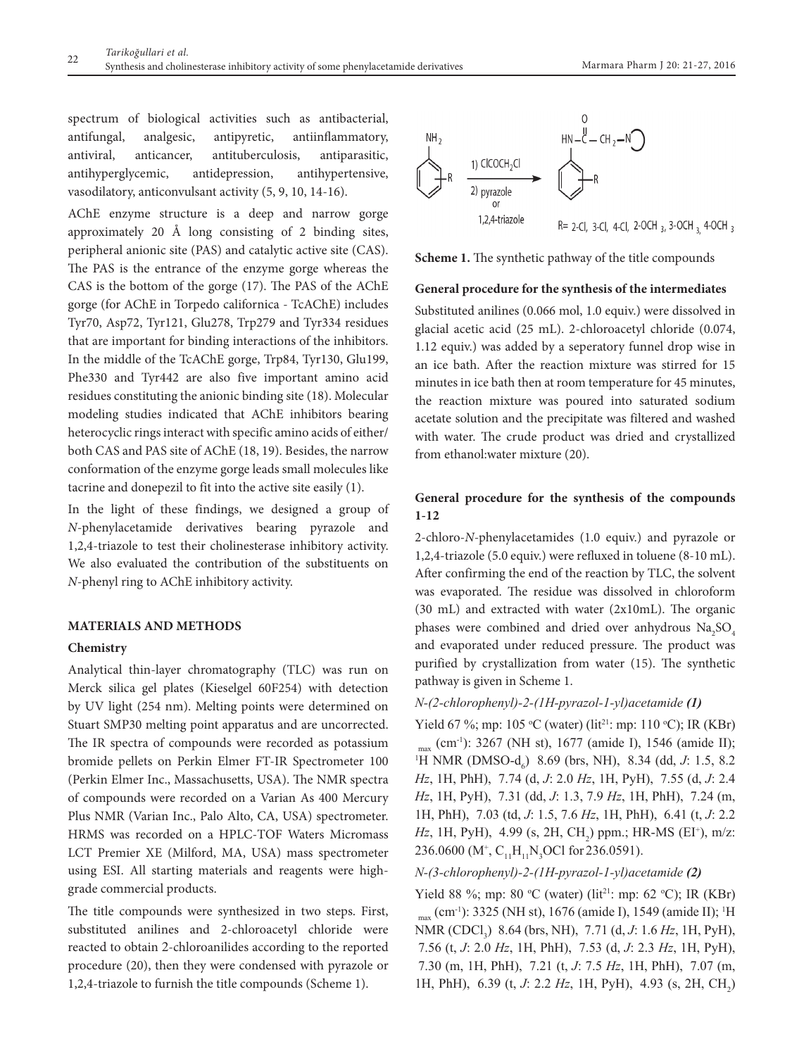spectrum of biological activities such as antibacterial, antifungal, analgesic, antipyretic, antiinflammatory, antiviral, anticancer, antituberculosis, antiparasitic, antihyperglycemic, antidepression, antihypertensive, vasodilatory, anticonvulsant activity (5, 9, 10, 14-16).

AChE enzyme structure is a deep and narrow gorge approximately 20 Å long consisting of 2 binding sites, peripheral anionic site (PAS) and catalytic active site (CAS). The PAS is the entrance of the enzyme gorge whereas the CAS is the bottom of the gorge (17). The PAS of the AChE gorge (for AChE in Torpedo californica - TcAChE) includes Tyr70, Asp72, Tyr121, Glu278, Trp279 and Tyr334 residues that are important for binding interactions of the inhibitors. In the middle of the TcAChE gorge, Trp84, Tyr130, Glu199, Phe330 and Tyr442 are also five important amino acid residues constituting the anionic binding site (18). Molecular modeling studies indicated that AChE inhibitors bearing heterocyclic rings interact with specific amino acids of either/both CAS and PAS site of AChE (18, 19). Besides, the narrow conformation of the enzyme gorge leads small molecules like tacrine and donepezil to fit into the active site easily (1).

In the light of these findings, we designed a group of *N*-phenylacetamide derivatives bearing pyrazole and 1,2,4-triazole to test their cholinesterase inhibitory activity. We also evaluated the contribution of the substituents on *N*-phenyl ring to AChE inhibitory activity.

## MATERIALS AND METHODS

### Chemistry

Analytical thin-layer chromatography (TLC) was run on Merck silica gel plates (Kieselgel 60F254) with detection by UV light (254 nm). Melting points were determined on Stuart SMP30 melting point apparatus and are uncorrected. The IR spectra of compounds were recorded as potassium bromide pellets on Perkin Elmer FT-IR Spectrometer 100 (Perkin Elmer Inc., Massachusetts, USA). The NMR spectra of compounds were recorded on a Varian As 400 Mercury Plus NMR (Varian Inc., Palo Alto, CA, USA) spectrometer. HRMS was recorded on a HPLC-TOF Waters Micromass LCT Premier XE (Milford, MA, USA) mass spectrometer using ESI. All starting materials and reagents were high-grade commercial products.

The title compounds were synthesized in two steps. First, substituted anilines and 2-chloroacetyl chloride were reacted to obtain 2-chloroanilides according to the reported procedure (20), then they were condensed with pyrazole or 1,2,4-triazole to furnish the title compounds (Scheme 1).

**Scheme 1.** The synthetic pathway of the title compounds

### General procedure for the synthesis of the intermediates

Substituted anilines (0.066 mol, 1.0 equiv.) were dissolved in glacial acetic acid (25 mL). 2-chloroacetyl chloride (0.074, 1.12 equiv.) was added by a seperatory funnel drop wise in an ice bath. After the reaction mixture was stirred for 15 minutes in ice bath then at room temperature for 45 minutes, the reaction mixture was poured into saturated sodium acetate solution and the precipitate was filtered and washed with water. The crude product was dried and crystallized from ethanol:water mixture (20).

### General procedure for the synthesis of the compounds 1-12

2-chloro-*N*-phenylacetamides (1.0 equiv.) and pyrazole or 1,2,4-triazole (5.0 equiv.) were refluxed in toluene (8-10 mL). After confirming the end of the reaction by TLC, the solvent was evaporated. The residue was dissolved in chloroform (30 mL) and extracted with water (2x10mL). The organic phases were combined and dried over anhydrous $Na_2SO_4$ and evaporated under reduced pressure. The product was purified by crystallization from water (15). The synthetic pathway is given in Scheme 1.

*N-(2-chlorophenyl)-2-(1H-pyrazol-1-yl)acetamide* ***(1)***

Yield 67 %; mp: 105 °C (water) (lit[21]: mp: 110 °C); IR (KBr) $_{max}$ (cm$^{-1}$): 3267 (NH st), 1677 (amide I), 1546 (amide II); $^1$H NMR (DMSO-d$_6$) 8.69 (brs, NH), 8.34 (dd, *J*: 1.5, 8.2 *Hz*, 1H, PhH), 7.74 (d, *J*: 2.0 *Hz*, 1H, PyH), 7.55 (d, *J*: 2.4 *Hz*, 1H, PyH), 7.31 (dd, *J*: 1.3, 7.9 *Hz*, 1H, PhH), 7.24 (m, 1H, PhH), 7.03 (td, *J*: 1.5, 7.6 *Hz*, 1H, PhH), 6.41 (t, *J*: 2.2 *Hz*, 1H, PyH), 4.99 (s, 2H, $CH_2$) ppm.; HR-MS (EI$^+$), m/z: 236.0600 (M$^+$, $C_{11}H_{11}N_3OCl$ for 236.0591).

*N-(3-chlorophenyl)-2-(1H-pyrazol-1-yl)acetamide* ***(2)***

Yield 88 %; mp: 80 °C (water) (lit[21]: mp: 62 °C); IR (KBr) $_{max}$ (cm$^{-1}$): 3325 (NH st), 1676 (amide I), 1549 (amide II); $^1$H NMR (CDCl$_3$) 8.64 (brs, NH), 7.71 (d, *J*: 1.6 *Hz*, 1H, PyH), 7.56 (t, *J*: 2.0 *Hz*, 1H, PhH), 7.53 (d, *J*: 2.3 *Hz*, 1H, PyH), 7.30 (m, 1H, PhH), 7.21 (t, *J*: 7.5 *Hz*, 1H, PhH), 7.07 (m, 1H, PhH), 6.39 (t, *J*: 2.2 *Hz*, 1H, PyH), 4.93 (s, 2H, $CH_2$)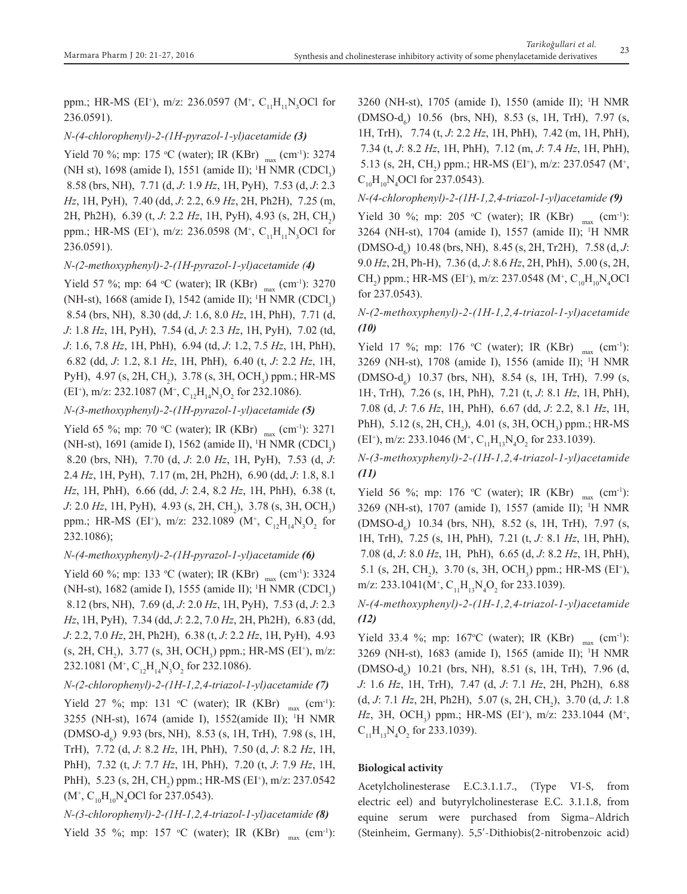ppm.; HR-MS (EI$^+$), m/z: 236.0597 (M$^+$, $C_{11}H_{11}N_3OCl$ for 236.0591).

*N-(4-chlorophenyl)-2-(1H-pyrazol-1-yl)acetamide* ***(3)***

Yield 70 %; mp: 175 °C (water); IR (KBr) $_{max}$ (cm$^{-1}$): 3274 (NH st), 1698 (amide I), 1551 (amide II); $^1$H NMR (CDCl$_3$) 8.58 (brs, NH), 7.71 (d, *J*: 1.9 *Hz*, 1H, PyH), 7.53 (d, *J*: 2.3 *Hz*, 1H, PyH), 7.40 (dd, *J*: 2.2, 6.9 *Hz*, 2H, Ph2H), 7.25 (m, 2H, Ph2H), 6.39 (t, *J*: 2.2 *Hz*, 1H, PyH), 4.93 (s, 2H, CH$_2$) ppm.; HR-MS (EI$^+$), m/z: 236.0598 (M$^+$, $C_{11}H_{11}N_3OCl$ for 236.0591).

*N-(2-methoxyphenyl)-2-(1H-pyrazol-1-yl)acetamide* ***(4)***

Yield 57 %; mp: 64 °C (water); IR (KBr) $_{max}$ (cm$^{-1}$): 3270 (NH-st), 1668 (amide I), 1542 (amide II); $^1$H NMR (CDCl$_3$) 8.54 (brs, NH), 8.30 (dd, *J*: 1.6, 8.0 *Hz*, 1H, PhH), 7.71 (d, *J*: 1.8 *Hz*, 1H, PyH), 7.54 (d, *J*: 2.3 *Hz*, 1H, PyH), 7.02 (td, *J*: 1.6, 7.8 *Hz*, 1H, PhH), 6.94 (td, *J*: 1.2, 7.5 *Hz*, 1H, PhH), 6.82 (dd, *J*: 1.2, 8.1 *Hz*, 1H, PhH), 6.40 (t, *J*: 2.2 *Hz*, 1H, PyH), 4.97 (s, 2H, CH$_2$), 3.78 (s, 3H, OCH$_3$) ppm.; HR-MS (EI$^+$), m/z: 232.1087 (M$^+$, $C_{12}H_{14}N_3O_2$ for 232.1086).

*N-(3-methoxyphenyl)-2-(1H-pyrazol-1-yl)acetamide* ***(5)***

Yield 65 %; mp: 70 °C (water); IR (KBr) $_{max}$ (cm$^{-1}$): 3271 (NH-st), 1691 (amide I), 1562 (amide II), $^1$H NMR (CDCl$_3$) 8.20 (brs, NH), 7.70 (d, *J*: 2.0 *Hz*, 1H, PyH), 7.53 (d, *J*: 2.4 *Hz*, 1H, PyH), 7.17 (m, 2H, Ph2H), 6.90 (dd, *J*: 1.8, 8.1 *Hz*, 1H, PhH), 6.66 (dd, *J*: 2.4, 8.2 *Hz*, 1H, PhH), 6.38 (t, *J*: 2.0 *Hz*, 1H, PyH), 4.93 (s, 2H, CH$_2$), 3.78 (s, 3H, OCH$_3$) ppm.; HR-MS (EI$^+$), m/z: 232.1089 (M$^+$, $C_{12}H_{14}N_3O_2$ for 232.1086);

*N-(4-methoxyphenyl)-2-(1H-pyrazol-1-yl)acetamide* ***(6)***

Yield 60 %; mp: 133 °C (water); IR (KBr) $_{max}$ (cm$^{-1}$): 3324 (NH-st), 1682 (amide I), 1555 (amide II); $^1$H NMR (CDCl$_3$) 8.12 (brs, NH), 7.69 (d, *J*: 2.0 *Hz*, 1H, PyH), 7.53 (d, *J*: 2.3 *Hz*, 1H, PyH), 7.34 (dd, *J*: 2.2, 7.0 *Hz*, 2H, Ph2H), 6.83 (dd, *J*: 2.2, 7.0 *Hz*, 2H, Ph2H), 6.38 (t, *J*: 2.2 *Hz*, 1H, PyH), 4.93 (s, 2H, CH$_2$), 3.77 (s, 3H, OCH$_3$) ppm.; HR-MS (EI$^+$), m/z: 232.1081 (M$^+$, $C_{12}H_{14}N_3O_2$ for 232.1086).

*N-(2-chlorophenyl)-2-(1H-1,2,4-triazol-1-yl)acetamide* ***(7)***

Yield 27 %; mp: 131 °C (water); IR (KBr) $_{max}$ (cm$^{-1}$): 3255 (NH-st), 1674 (amide I), 1552(amide II); $^1$H NMR (DMSO-d$_6$) 9.93 (brs, NH), 8.53 (s, 1H, TrH), 7.98 (s, 1H, TrH), 7.72 (d, *J*: 8.2 *Hz*, 1H, PhH), 7.50 (d, *J*: 8.2 *Hz*, 1H, PhH), 7.32 (t, *J*: 7.7 *Hz*, 1H, PhH), 7.20 (t, *J*: 7.9 *Hz*, 1H, PhH), 5.23 (s, 2H, CH$_2$) ppm.; HR-MS (EI$^+$), m/z: 237.0542 (M$^+$, $C_{10}H_{10}N_4OCl$ for 237.0543).

*N-(3-chlorophenyl)-2-(1H-1,2,4-triazol-1-yl)acetamide* ***(8)***

Yield 35 %; mp: 157 °C (water); IR (KBr) $_{max}$ (cm$^{-1}$): 3260 (NH-st), 1705 (amide I), 1550 (amide II); $^1$H NMR (DMSO-d$_6$) 10.56 (brs, NH), 8.53 (s, 1H, TrH), 7.97 (s, 1H, TrH), 7.74 (t, *J*: 2.2 *Hz*, 1H, PhH), 7.42 (m, 1H, PhH), 7.34 (t, *J*: 8.2 *Hz*, 1H, PhH), 7.12 (m, *J*: 7.4 *Hz*, 1H, PhH), 5.13 (s, 2H, CH$_2$) ppm.; HR-MS (EI$^+$), m/z: 237.0547 (M$^+$, $C_{10}H_{10}N_4OCl$ for 237.0543).

*N-(4-chlorophenyl)-2-(1H-1,2,4-triazol-1-yl)acetamide* ***(9)***

Yield 30 %; mp: 205 °C (water); IR (KBr) $_{max}$ (cm$^{-1}$): 3264 (NH-st), 1704 (amide I), 1557 (amide II); $^1$H NMR (DMSO-d$_6$) 10.48 (brs, NH), 8.45 (s, 2H, Tr2H), 7.58 (d, *J*: 9.0 *Hz*, 2H, Ph-H), 7.36 (d, *J*: 8.6 *Hz*, 2H, PhH), 5.00 (s, 2H, CH$_2$) ppm.; HR-MS (EI$^+$), m/z: 237.0548 (M$^+$, $C_{10}H_{10}N_4OCl$ for 237.0543).

*N-(2-methoxyphenyl)-2-(1H-1,2,4-triazol-1-yl)acetamide* ***(10)***

Yield 17 %; mp: 176 °C (water); IR (KBr) $_{max}$ (cm$^{-1}$): 3269 (NH-st), 1708 (amide I), 1556 (amide II); $^1$H NMR (DMSO-d$_6$) 10.37 (brs, NH), 8.54 (s, 1H, TrH), 7.99 (s, 1H, TrH), 7.26 (s, 1H, PhH), 7.21 (t, *J*: 8.1 *Hz*, 1H, PhH), 7.08 (d, *J*: 7.6 *Hz*, 1H, PhH), 6.67 (dd, *J*: 2.2, 8.1 *Hz*, 1H, PhH), 5.12 (s, 2H, CH$_2$), 4.01 (s, 3H, OCH$_3$) ppm.; HR-MS (EI$^+$), m/z: 233.1046 (M$^+$, $C_{11}H_{13}N_4O_2$ for 233.1039).

*N-(3-methoxyphenyl)-2-(1H-1,2,4-triazol-1-yl)acetamide* ***(11)***

Yield 56 %; mp: 176 °C (water); IR (KBr) $_{max}$ (cm$^{-1}$): 3269 (NH-st), 1707 (amide I), 1557 (amide II); $^1$H NMR (DMSO-d$_6$) 10.34 (brs, NH), 8.52 (s, 1H, TrH), 7.97 (s, 1H, TrH), 7.25 (s, 1H, PhH), 7.21 (t, *J*: 8.1 *Hz*, 1H, PhH), 7.08 (d, *J*: 8.0 *Hz*, 1H, PhH), 6.65 (d, *J*: 8.2 *Hz*, 1H, PhH), 5.1 (s, 2H, CH$_2$), 3.70 (s, 3H, OCH$_3$) ppm.; HR-MS (EI$^+$), m/z: 233.1041(M$^+$, $C_{11}H_{13}N_4O_2$ for 233.1039).

*N-(4-methoxyphenyl)-2-(1H-1,2,4-triazol-1-yl)acetamide* ***(12)***

Yield 33.4 %; mp: 167°C (water); IR (KBr) $_{max}$ (cm$^{-1}$): 3269 (NH-st), 1683 (amide I), 1565 (amide II); $^1$H NMR (DMSO-d$_6$) 10.21 (brs, NH), 8.51 (s, 1H, TrH), 7.96 (d, *J*: 1.6 *Hz*, 1H, TrH), 7.47 (d, *J*: 7.1 *Hz*, 2H, Ph2H), 6.88 (d, *J*: 7.1 *Hz*, 2H, Ph2H), 5.07 (s, 2H, CH$_2$), 3.70 (d, *J*: 1.8 *Hz*, 3H, OCH$_3$) ppm.; HR-MS (EI$^+$), m/z: 233.1044 (M$^+$, $C_{11}H_{13}N_4O_2$ for 233.1039).

**Biological activity**

Acetylcholinesterase E.C.3.1.1.7., (Type VI-S, from electric eel) and butyrylcholinesterase E.C. 3.1.1.8, from equine serum were purchased from Sigma–Aldrich (Steinheim, Germany). 5,5′-Dithiobis(2-nitrobenzoic acid)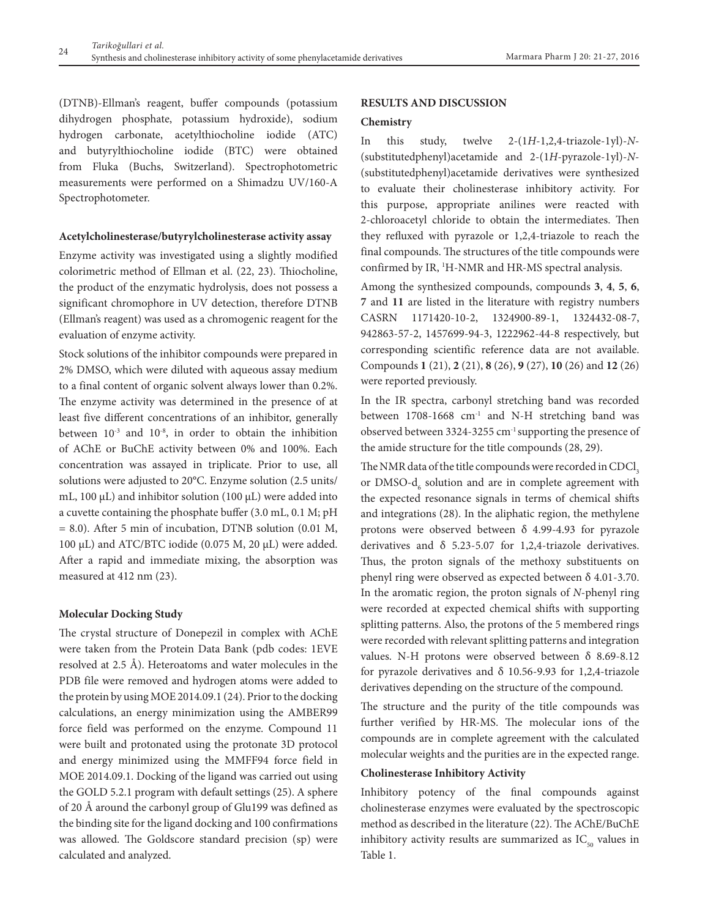(DTNB)-Ellman's reagent, buffer compounds (potassium dihydrogen phosphate, potassium hydroxide), sodium hydrogen carbonate, acetylthiocholine iodide (ATC) and butyrylthiocholine iodide (BTC) were obtained from Fluka (Buchs, Switzerland). Spectrophotometric measurements were performed on a Shimadzu UV/160-A Spectrophotometer.

**Acetylcholinesterase/butyrylcholinesterase activity assay**

Enzyme activity was investigated using a slightly modified colorimetric method of Ellman et al. (22, 23). Thiocholine, the product of the enzymatic hydrolysis, does not possess a significant chromophore in UV detection, therefore DTNB (Ellman's reagent) was used as a chromogenic reagent for the evaluation of enzyme activity.

Stock solutions of the inhibitor compounds were prepared in 2% DMSO, which were diluted with aqueous assay medium to a final content of organic solvent always lower than 0.2%. The enzyme activity was determined in the presence of at least five different concentrations of an inhibitor, generally between $10^{-3}$ and $10^{-8}$, in order to obtain the inhibition of AChE or BuChE activity between 0% and 100%. Each concentration was assayed in triplicate. Prior to use, all solutions were adjusted to 20°C. Enzyme solution (2.5 units/mL, 100 μL) and inhibitor solution (100 μL) were added into a cuvette containing the phosphate buffer (3.0 mL, 0.1 M; pH = 8.0). After 5 min of incubation, DTNB solution (0.01 M, 100 μL) and ATC/BTC iodide (0.075 M, 20 μL) were added. After a rapid and immediate mixing, the absorption was measured at 412 nm (23).

**Molecular Docking Study**

The crystal structure of Donepezil in complex with AChE were taken from the Protein Data Bank (pdb codes: 1EVE resolved at 2.5 Å). Heteroatoms and water molecules in the PDB file were removed and hydrogen atoms were added to the protein by using MOE 2014.09.1 (24). Prior to the docking calculations, an energy minimization using the AMBER99 force field was performed on the enzyme. Compound 11 were built and protonated using the protonate 3D protocol and energy minimized using the MMFF94 force field in MOE 2014.09.1. Docking of the ligand was carried out using the GOLD 5.2.1 program with default settings (25). A sphere of 20 Å around the carbonyl group of Glu199 was defined as the binding site for the ligand docking and 100 confirmations was allowed. The Goldscore standard precision (sp) were calculated and analyzed.

## RESULTS AND DISCUSSION

**Chemistry**

In this study, twelve 2-(1*H*-1,2,4-triazole-1yl)-*N*-(substitutedphenyl)acetamide and 2-(1*H*-pyrazole-1yl)-*N*-(substitutedphenyl)acetamide derivatives were synthesized to evaluate their cholinesterase inhibitory activity. For this purpose, appropriate anilines were reacted with 2-chloroacetyl chloride to obtain the intermediates. Then they refluxed with pyrazole or 1,2,4-triazole to reach the final compounds. The structures of the title compounds were confirmed by IR, $^1$H-NMR and HR-MS spectral analysis.

Among the synthesized compounds, compounds **3**, **4**, **5**, **6**, **7** and **11** are listed in the literature with registry numbers CASRN 1171420-10-2, 1324900-89-1, 1324432-08-7, 942863-57-2, 1457699-94-3, 1222962-44-8 respectively, but corresponding scientific reference data are not available. Compounds **1** (21), **2** (21), **8** (26), **9** (27), **10** (26) and **12** (26) were reported previously.

In the IR spectra, carbonyl stretching band was recorded between 1708-1668 cm$^{-1}$ and N-H stretching band was observed between 3324-3255 cm$^{-1}$ supporting the presence of the amide structure for the title compounds (28, 29).

The NMR data of the title compounds were recorded in $CDCl_3$ or DMSO-$d_6$ solution and are in complete agreement with the expected resonance signals in terms of chemical shifts and integrations (28). In the aliphatic region, the methylene protons were observed between δ 4.99-4.93 for pyrazole derivatives and δ 5.23-5.07 for 1,2,4-triazole derivatives. Thus, the proton signals of the methoxy substituents on phenyl ring were observed as expected between δ 4.01-3.70. In the aromatic region, the proton signals of *N*-phenyl ring were recorded at expected chemical shifts with supporting splitting patterns. Also, the protons of the 5 membered rings were recorded with relevant splitting patterns and integration values. N-H protons were observed between δ 8.69-8.12 for pyrazole derivatives and δ 10.56-9.93 for 1,2,4-triazole derivatives depending on the structure of the compound.

The structure and the purity of the title compounds was further verified by HR-MS. The molecular ions of the compounds are in complete agreement with the calculated molecular weights and the purities are in the expected range.

**Cholinesterase Inhibitory Activity**

Inhibitory potency of the final compounds against cholinesterase enzymes were evaluated by the spectroscopic method as described in the literature (22). The AChE/BuChE inhibitory activity results are summarized as $IC_{50}$ values in Table 1.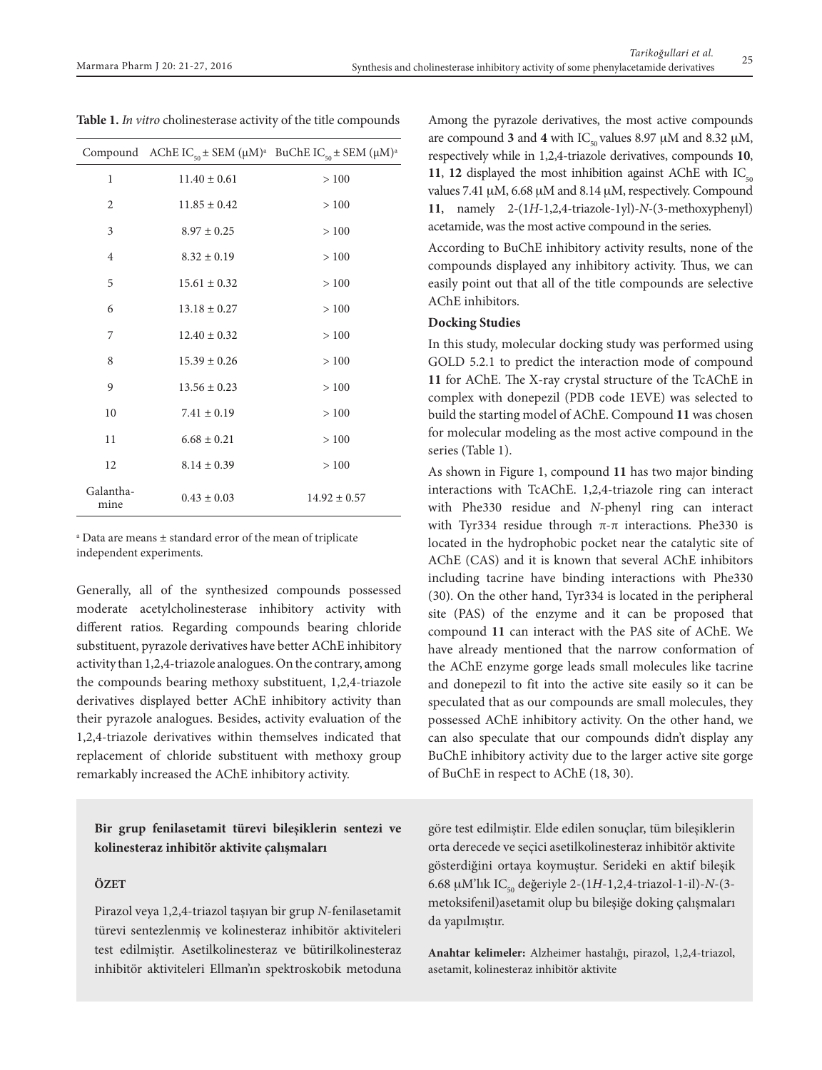**Table 1.** *In vitro* cholinesterase activity of the title compounds

| Compound | AChE $IC_{50}$ ± SEM (μM)[a] | BuChE $IC_{50}$ ± SEM (μM)[a] |
|---|---|---|
| 1 | 11.40 ± 0.61 | > 100 |
| 2 | 11.85 ± 0.42 | > 100 |
| 3 | 8.97 ± 0.25 | > 100 |
| 4 | 8.32 ± 0.19 | > 100 |
| 5 | 15.61 ± 0.32 | > 100 |
| 6 | 13.18 ± 0.27 | > 100 |
| 7 | 12.40 ± 0.32 | > 100 |
| 8 | 15.39 ± 0.26 | > 100 |
| 9 | 13.56 ± 0.23 | > 100 |
| 10 | 7.41 ± 0.19 | > 100 |
| 11 | 6.68 ± 0.21 | > 100 |
| 12 | 8.14 ± 0.39 | > 100 |
| Galanthamine | 0.43 ± 0.03 | 14.92 ± 0.57 |

[a] Data are means ± standard error of the mean of triplicate independent experiments.

Generally, all of the synthesized compounds possessed moderate acetylcholinesterase inhibitory activity with different ratios. Regarding compounds bearing chloride substituent, pyrazole derivatives have better AChE inhibitory activity than 1,2,4-triazole analogues. On the contrary, among the compounds bearing methoxy substituent, 1,2,4-triazole derivatives displayed better AChE inhibitory activity than their pyrazole analogues. Besides, activity evaluation of the 1,2,4-triazole derivatives within themselves indicated that replacement of chloride substituent with methoxy group remarkably increased the AChE inhibitory activity.

Among the pyrazole derivatives, the most active compounds are compound **3** and **4** with $IC_{50}$ values 8.97 μM and 8.32 μM, respectively while in 1,2,4-triazole derivatives, compounds **10**, **11**, **12** displayed the most inhibition against AChE with $IC_{50}$ values 7.41 μM, 6.68 μM and 8.14 μM, respectively. Compound **11**, namely 2-(1*H*-1,2,4-triazole-1yl)-*N*-(3-methoxyphenyl) acetamide, was the most active compound in the series.

According to BuChE inhibitory activity results, none of the compounds displayed any inhibitory activity. Thus, we can easily point out that all of the title compounds are selective AChE inhibitors.

**Docking Studies**

In this study, molecular docking study was performed using GOLD 5.2.1 to predict the interaction mode of compound **11** for AChE. The X-ray crystal structure of the TcAChE in complex with donepezil (PDB code 1EVE) was selected to build the starting model of AChE. Compound **11** was chosen for molecular modeling as the most active compound in the series (Table 1).

As shown in Figure 1, compound **11** has two major binding interactions with TcAChE. 1,2,4-triazole ring can interact with Phe330 residue and *N*-phenyl ring can interact with Tyr334 residue through π-π interactions. Phe330 is located in the hydrophobic pocket near the catalytic site of AChE (CAS) and it is known that several AChE inhibitors including tacrine have binding interactions with Phe330 (30). On the other hand, Tyr334 is located in the peripheral site (PAS) of the enzyme and it can be proposed that compound **11** can interact with the PAS site of AChE. We have already mentioned that the narrow conformation of the AChE enzyme gorge leads small molecules like tacrine and donepezil to fit into the active site easily so it can be speculated that as our compounds are small molecules, they possessed AChE inhibitory activity. On the other hand, we can also speculate that our compounds didn't display any BuChE inhibitory activity due to the larger active site gorge of BuChE in respect to AChE (18, 30).

**Bir grup fenilasetamit türevi bileşiklerin sentezi ve kolinesteraz inhibitör aktivite çalışmaları**

**ÖZET**

Pirazol veya 1,2,4-triazol taşıyan bir grup *N*-fenilasetamit türevi sentezlenmiş ve kolinesteraz inhibitör aktiviteleri test edilmiştir. Asetilkolinesteraz ve bütirilkolinesteraz inhibitör aktiviteleri Ellman'ın spektroskobik metoduna göre test edilmiştir. Elde edilen sonuçlar, tüm bileşiklerin orta derecede ve seçici asetilkolinesteraz inhibitör aktivite gösterdiğini ortaya koymuştur. Serideki en aktif bileşik 6.68 μM'lık $IC_{50}$ değeriyle 2-(1*H*-1,2,4-triazol-1-il)-*N*-(3-metoksifenil)asetamit olup bu bileşiğe doking çalışmaları da yapılmıştır.

**Anahtar kelimeler:** Alzheimer hastalığı, pirazol, 1,2,4-triazol, asetamit, kolinesteraz inhibitör aktivite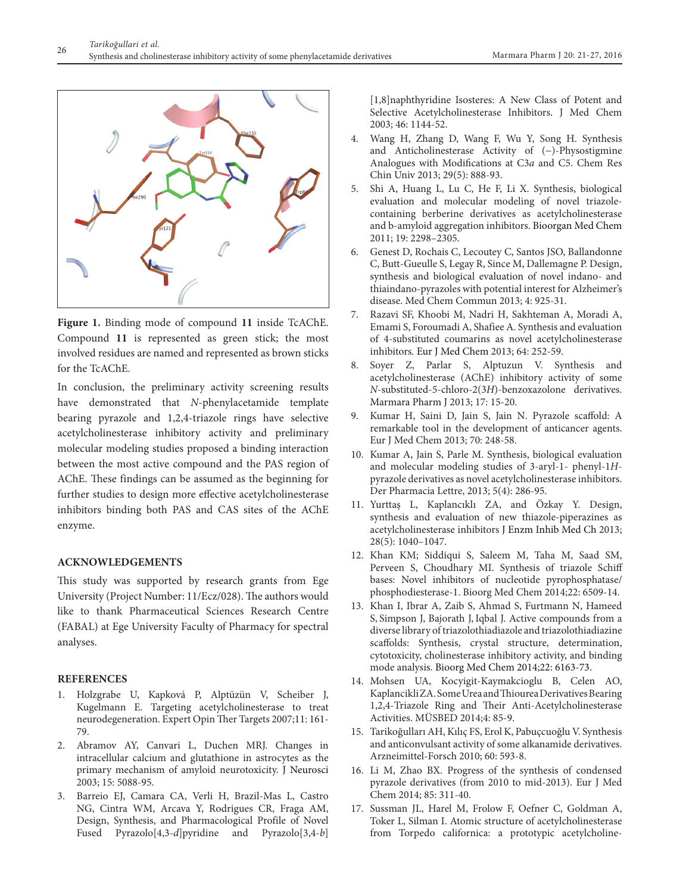**Figure 1.** Binding mode of compound **11** inside TcAChE. Compound **11** is represented as green stick; the most involved residues are named and represented as brown sticks for the TcAChE.

In conclusion, the preliminary activity screening results have demonstrated that *N*-phenylacetamide template bearing pyrazole and 1,2,4-triazole rings have selective acetylcholinesterase inhibitory activity and preliminary molecular modeling studies proposed a binding interaction between the most active compound and the PAS region of AChE. These findings can be assumed as the beginning for further studies to design more effective acetylcholinesterase inhibitors binding both PAS and CAS sites of the AChE enzyme.

## ACKNOWLEDGEMENTS

This study was supported by research grants from Ege University (Project Number: 11/Ecz/028). The authors would like to thank Pharmaceutical Sciences Research Centre (FABAL) at Ege University Faculty of Pharmacy for spectral analyses.

## REFERENCES

1. Holzgrabe U, Kapková P, Alptüzün V, Scheiber J, Kugelmann E. Targeting acetylcholinesterase to treat neurodegeneration. Expert Opin Ther Targets 2007;11: 161-79.
2. Abramov AY, Canvari L, Duchen MRJ. Changes in intracellular calcium and glutathione in astrocytes as the primary mechanism of amyloid neurotoxicity. J Neurosci 2003; 15: 5088-95.
3. Barreio EJ, Camara CA, Verli H, Brazil-Mas L, Castro NG, Cintra WM, Arcava Y, Rodrigues CR, Fraga AM, Design, Synthesis, and Pharmacological Profile of Novel Fused Pyrazolo[4,3-*d*]pyridine and Pyrazolo[3,4-*b*][1,8]naphthyridine Isosteres: A New Class of Potent and Selective Acetylcholinesterase Inhibitors. J Med Chem 2003; 46: 1144-52.
4. Wang H, Zhang D, Wang F, Wu Y, Song H. Synthesis and Anticholinesterase Activity of (–)-Physostigmine Analogues with Modifications at C3*a* and C5. Chem Res Chin Univ 2013; 29(5): 888-93.
5. Shi A, Huang L, Lu C, He F, Li X. Synthesis, biological evaluation and molecular modeling of novel triazole-containing berberine derivatives as acetylcholinesterase and b-amyloid aggregation inhibitors. Bioorgan Med Chem 2011; 19: 2298–2305.
6. Genest D, Rochais C, Lecoutey C, Santos JSO, Ballandonne C, Butt-Gueulle S, Legay R, Since M, Dallemagne P. Design, synthesis and biological evaluation of novel indano- and thiaindano-pyrazoles with potential interest for Alzheimer's disease. Med Chem Commun 2013; 4: 925-31.
7. Razavi SF, Khoobi M, Nadri H, Sakhteman A, Moradi A, Emami S, Foroumadi A, Shafiee A. Synthesis and evaluation of 4-substituted coumarins as novel acetylcholinesterase inhibitors. Eur J Med Chem 2013; 64: 252-59.
8. Soyer Z, Parlar S, Alptuzun V. Synthesis and acetylcholinesterase (AChE) inhibitory activity of some *N*-substituted-5-chloro-2(3*H*)-benzoxazolone derivatives. Marmara Pharm J 2013; 17: 15-20.
9. Kumar H, Saini D, Jain S, Jain N. Pyrazole scaffold: A remarkable tool in the development of anticancer agents. Eur J Med Chem 2013; 70: 248-58.
10. Kumar A, Jain S, Parle M. Synthesis, biological evaluation and molecular modeling studies of 3-aryl-1- phenyl-1*H*-pyrazole derivatives as novel acetylcholinesterase inhibitors. Der Pharmacia Lettre, 2013; 5(4): 286-95.
11. Yurttaş L, Kaplancıklı ZA, and Özkay Y. Design, synthesis and evaluation of new thiazole-piperazines as acetylcholinesterase inhibitors J Enzm Inhib Med Ch 2013; 28(5): 1040–1047.
12. Khan KM; Siddiqui S, Saleem M, Taha M, Saad SM, Perveen S, Choudhary MI. Synthesis of triazole Schiff bases: Novel inhibitors of nucleotide pyrophosphatase/phosphodiesterase-1. Bioorg Med Chem 2014;22: 6509-14.
13. Khan I, Ibrar A, Zaib S, Ahmad S, Furtmann N, Hameed S, Simpson J, Bajorath J, Iqbal J. Active compounds from a diverse library of triazolothiadiazole and triazolothiadiazine scaffolds: Synthesis, crystal structure, determination, cytotoxicity, cholinesterase inhibitory activity, and binding mode analysis. Bioorg Med Chem 2014;22: 6163-73.
14. Mohsen UA, Kocyigit-Kaymakcioglu B, Celen AO, Kaplancikli ZA. Some Urea and Thiourea Derivatives Bearing 1,2,4-Triazole Ring and Their Anti-Acetylcholinesterase Activities. MÜSBED 2014;4: 85-9.
15. Tarikoğulları AH, Kılıç FS, Erol K, Pabuçcuoğlu V. Synthesis and anticonvulsant activity of some alkanamide derivatives. Arzneimittel-Forsch 2010; 60: 593-8.
16. Li M, Zhao BX. Progress of the synthesis of condensed pyrazole derivatives (from 2010 to mid-2013). Eur J Med Chem 2014; 85: 311-40.
17. Sussman JL, Harel M, Frolow F, Oefner C, Goldman A, Toker L, Silman I. Atomic structure of acetylcholinesterase from Torpedo californica: a prototypic acetylcholine-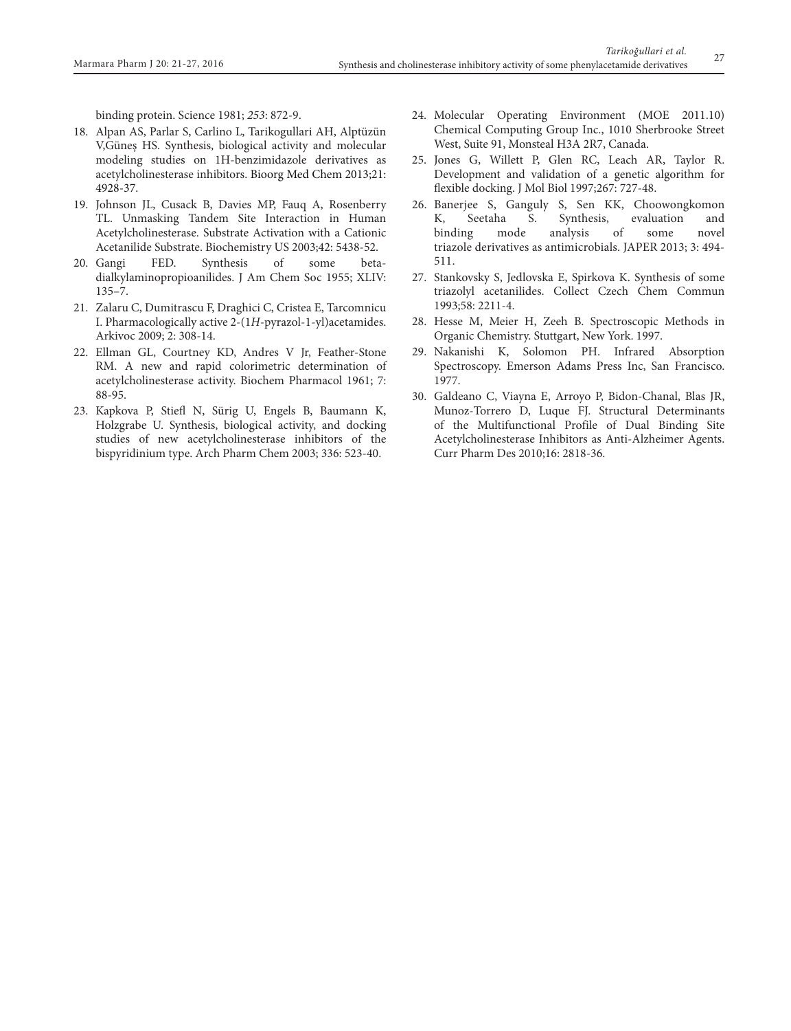binding protein. Science 1981; *253*: 872-9.

18. Alpan AS, Parlar S, Carlino L, Tarikogullari AH, Alptüzün V,Güneş HS. Synthesis, biological activity and molecular modeling studies on 1H-benzimidazole derivatives as acetylcholinesterase inhibitors. Bioorg Med Chem 2013;21: 4928-37.
19. Johnson JL, Cusack B, Davies MP, Fauq A, Rosenberry TL. Unmasking Tandem Site Interaction in Human Acetylcholinesterase. Substrate Activation with a Cationic Acetanilide Substrate. Biochemistry US 2003;42: 5438-52.
20. Gangi FED. Synthesis of some beta-dialkylaminopropioanilides. J Am Chem Soc 1955; XLIV: 135–7.
21. Zalaru C, Dumitrascu F, Draghici C, Cristea E, Tarcomnicu I. Pharmacologically active 2-(1*H*-pyrazol-1-yl)acetamides. Arkivoc 2009; 2: 308-14.
22. Ellman GL, Courtney KD, Andres V Jr, Feather-Stone RM. A new and rapid colorimetric determination of acetylcholinesterase activity. Biochem Pharmacol 1961; 7: 88-95.
23. Kapkova P, Stiefl N, Sürig U, Engels B, Baumann K, Holzgrabe U. Synthesis, biological activity, and docking studies of new acetylcholinesterase inhibitors of the bispyridinium type. Arch Pharm Chem 2003; 336: 523-40.
24. Molecular Operating Environment (MOE 2011.10) Chemical Computing Group Inc., 1010 Sherbrooke Street West, Suite 91, Monsteal H3A 2R7, Canada.
25. Jones G, Willett P, Glen RC, Leach AR, Taylor R. Development and validation of a genetic algorithm for flexible docking. J Mol Biol 1997;267: 727-48.
26. Banerjee S, Ganguly S, Sen KK, Choowongkomon K, Seetaha S. Synthesis, evaluation and binding mode analysis of some novel triazole derivatives as antimicrobials. JAPER 2013; 3: 494-511.
27. Stankovsky S, Jedlovska E, Spirkova K. Synthesis of some triazolyl acetanilides. Collect Czech Chem Commun 1993;58: 2211-4.
28. Hesse M, Meier H, Zeeh B. Spectroscopic Methods in Organic Chemistry. Stuttgart, New York. 1997.
29. Nakanishi K, Solomon PH. Infrared Absorption Spectroscopy. Emerson Adams Press Inc, San Francisco. 1977.
30. Galdeano C, Viayna E, Arroyo P, Bidon-Chanal, Blas JR, Munoz-Torrero D, Luque FJ. Structural Determinants of the Multifunctional Profile of Dual Binding Site Acetylcholinesterase Inhibitors as Anti-Alzheimer Agents. Curr Pharm Des 2010;16: 2818-36.